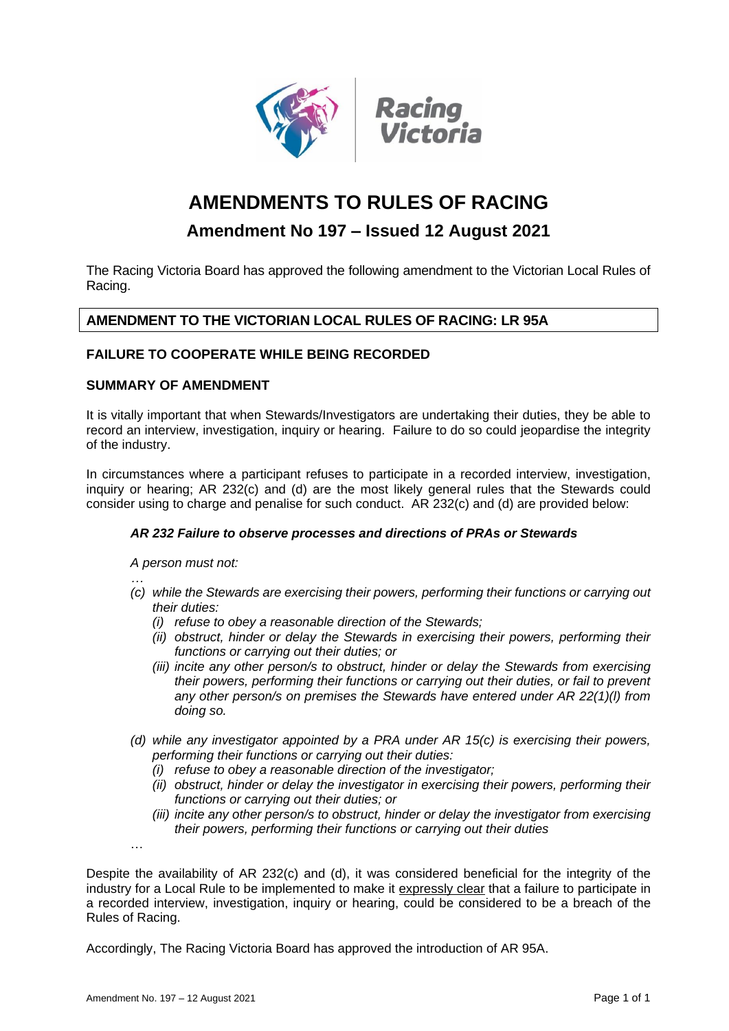# AMENDMENTS TO RULES OF RACING

## Amendment No 197 – Issued 12 August 2021

The Racing Victoria Board has approved the following amendment to the Victorian Local Rules of Racing.

### AMENDMENT TO THE VICTORIAN LOCAL RULES OF RACING: LR 95A

### FAILURE TO COOPERATE WHILE BEING RECORDED

### SUMMARY OF AMENDMENT

It is vitally important that when Stewards/Investigators are undertaking their duties, they be able to record an interview, investigation, inquiry or hearing. Failure to do so could jeopardise the integrity of the industry.

In circumstances where a participant refuses to participate in a recorded interview, investigation, inquiry or hearing; AR 232(c) and (d) are the most likely general rules that the Stewards could consider using to charge and penalise for such conduct. AR 232(c) and (d) are provided below:

> ***AR 232 Failure to observe processes and directions of PRAs or Stewards***
>
> *A person must not:*
>
> *…*
>
> *(c) while the Stewards are exercising their powers, performing their functions or carrying out their duties:*
> - *(i) refuse to obey a reasonable direction of the Stewards;*
> - *(ii) obstruct, hinder or delay the Stewards in exercising their powers, performing their functions or carrying out their duties; or*
> - *(iii) incite any other person/s to obstruct, hinder or delay the Stewards from exercising their powers, performing their functions or carrying out their duties, or fail to prevent any other person/s on premises the Stewards have entered under AR 22(1)(l) from doing so.*
>
> *(d) while any investigator appointed by a PRA under AR 15(c) is exercising their powers, performing their functions or carrying out their duties:*
> - *(i) refuse to obey a reasonable direction of the investigator;*
> - *(ii) obstruct, hinder or delay the investigator in exercising their powers, performing their functions or carrying out their duties; or*
> - *(iii) incite any other person/s to obstruct, hinder or delay the investigator from exercising their powers, performing their functions or carrying out their duties*
>
> …

Despite the availability of AR 232(c) and (d), it was considered beneficial for the integrity of the industry for a Local Rule to be implemented to make it expressly clear that a failure to participate in a recorded interview, investigation, inquiry or hearing, could be considered to be a breach of the Rules of Racing.

Accordingly, The Racing Victoria Board has approved the introduction of AR 95A.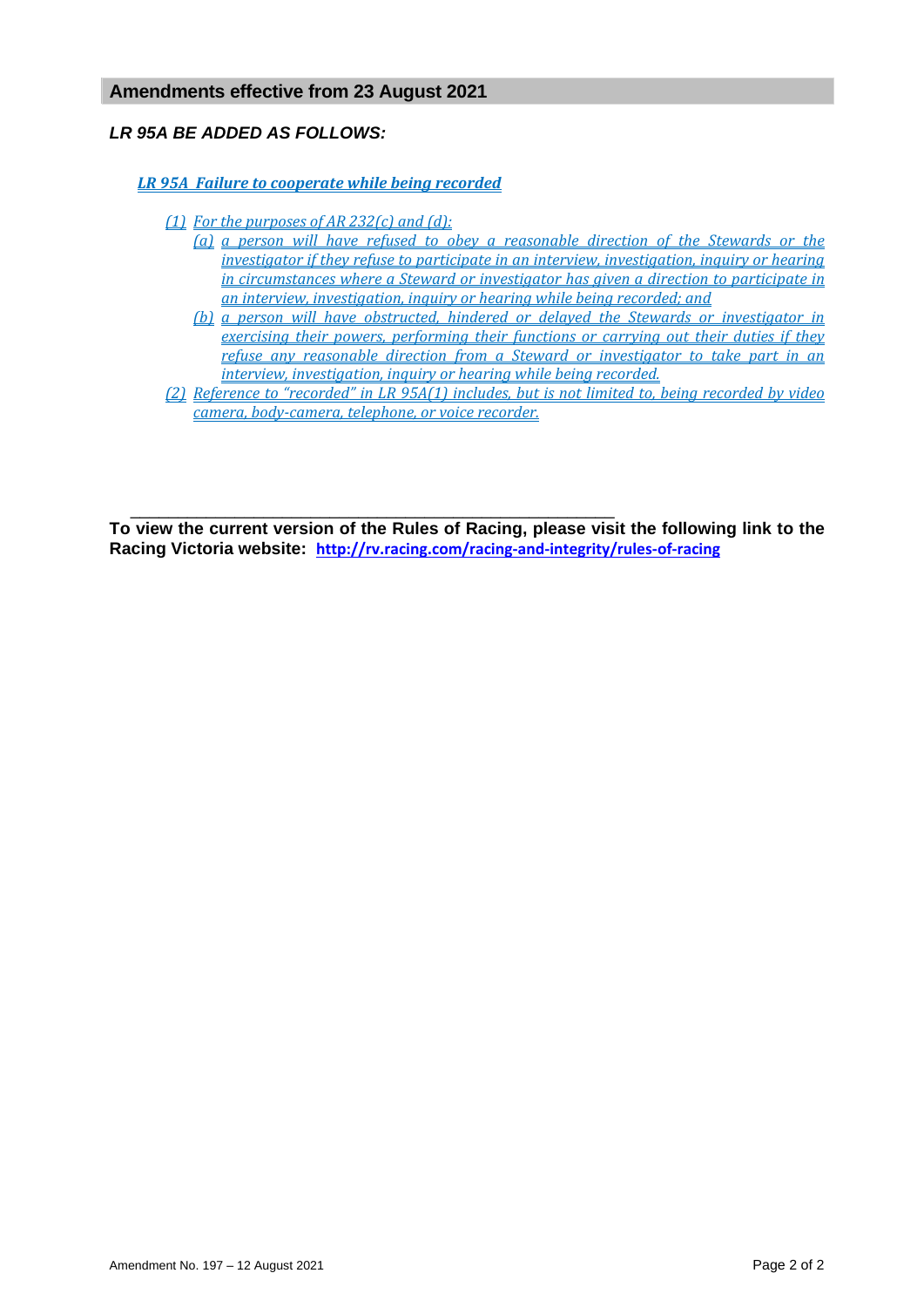## Amendments effective from 23 August 2021

***LR 95A BE ADDED AS FOLLOWS:***

***LR 95A Failure to cooperate while being recorded***

*(1) For the purposes of AR 232(c) and (d):*

*(a) a person will have refused to obey a reasonable direction of the Stewards or the investigator if they refuse to participate in an interview, investigation, inquiry or hearing in circumstances where a Steward or investigator has given a direction to participate in an interview, investigation, inquiry or hearing while being recorded; and*

*(b) a person will have obstructed, hindered or delayed the Stewards or investigator in exercising their powers, performing their functions or carrying out their duties if they refuse any reasonable direction from a Steward or investigator to take part in an interview, investigation, inquiry or hearing while being recorded.*

*(2) Reference to "recorded" in LR 95A(1) includes, but is not limited to, being recorded by video camera, body-camera, telephone, or voice recorder.*

---

**To view the current version of the Rules of Racing, please visit the following link to the Racing Victoria website:** **http://rv.racing.com/racing-and-integrity/rules-of-racing**

Amendment No. 197 – 12 August 2021